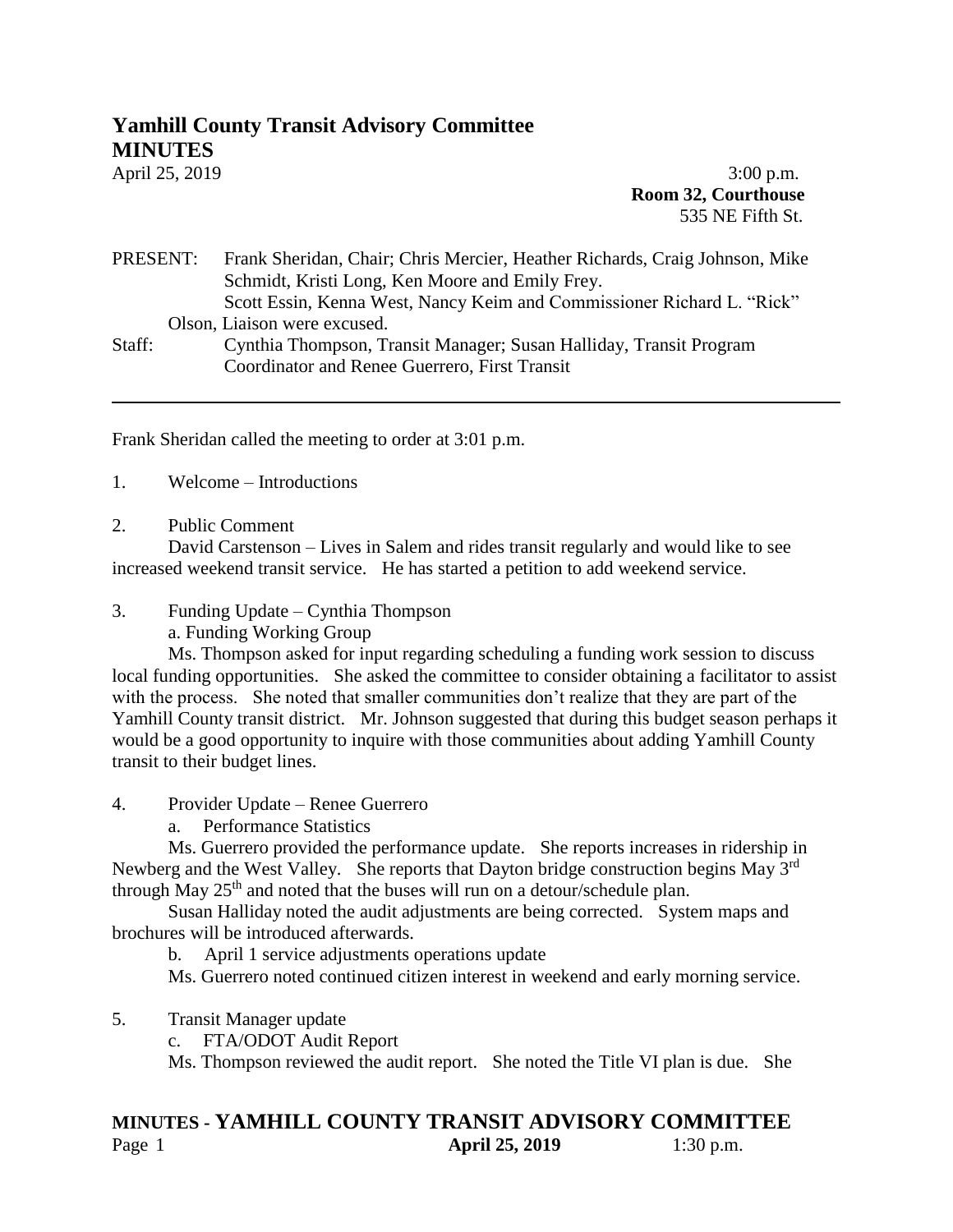# Yamhill County Transit Advisory Committee

## MINUTES

April 25, 2019 3:00 p.m.

**Room 32, Courthouse**
535 NE Fifth St.

PRESENT: Frank Sheridan, Chair; Chris Mercier, Heather Richards, Craig Johnson, Mike Schmidt, Kristi Long, Ken Moore and Emily Frey.
Scott Essin, Kenna West, Nancy Keim and Commissioner Richard L. "Rick" Olson, Liaison were excused.

Staff: Cynthia Thompson, Transit Manager; Susan Halliday, Transit Program Coordinator and Renee Guerrero, First Transit

---

Frank Sheridan called the meeting to order at 3:01 p.m.

1. Welcome – Introductions

2. Public Comment

David Carstenson – Lives in Salem and rides transit regularly and would like to see increased weekend transit service. He has started a petition to add weekend service.

3. Funding Update – Cynthia Thompson

a. Funding Working Group

Ms. Thompson asked for input regarding scheduling a funding work session to discuss local funding opportunities. She asked the committee to consider obtaining a facilitator to assist with the process. She noted that smaller communities don't realize that they are part of the Yamhill County transit district. Mr. Johnson suggested that during this budget season perhaps it would be a good opportunity to inquire with those communities about adding Yamhill County transit to their budget lines.

4. Provider Update – Renee Guerrero

a. Performance Statistics

Ms. Guerrero provided the performance update. She reports increases in ridership in Newberg and the West Valley. She reports that Dayton bridge construction begins May 3rd through May 25th and noted that the buses will run on a detour/schedule plan.

Susan Halliday noted the audit adjustments are being corrected. System maps and brochures will be introduced afterwards.

b. April 1 service adjustments operations update

Ms. Guerrero noted continued citizen interest in weekend and early morning service.

5. Transit Manager update

c. FTA/ODOT Audit Report

Ms. Thompson reviewed the audit report. She noted the Title VI plan is due. She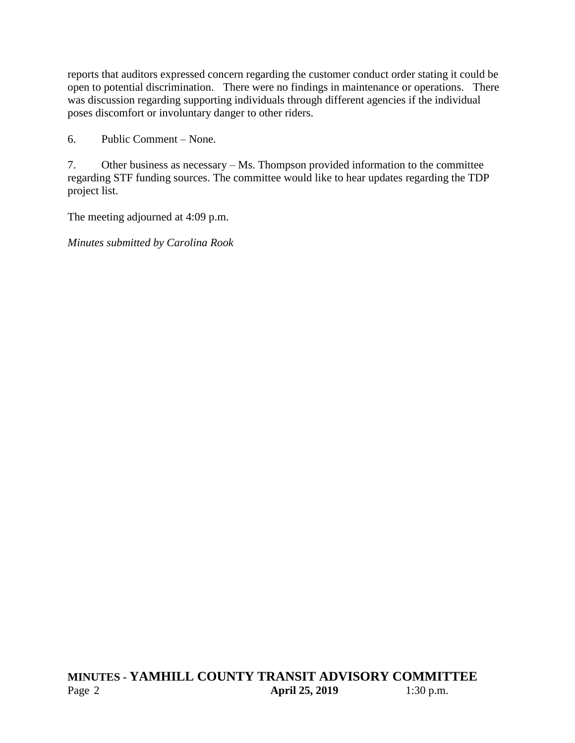reports that auditors expressed concern regarding the customer conduct order stating it could be open to potential discrimination. There were no findings in maintenance or operations. There was discussion regarding supporting individuals through different agencies if the individual poses discomfort or involuntary danger to other riders.

6. Public Comment – None.

7. Other business as necessary – Ms. Thompson provided information to the committee regarding STF funding sources. The committee would like to hear updates regarding the TDP project list.

The meeting adjourned at 4:09 p.m.

*Minutes submitted by Carolina Rook*